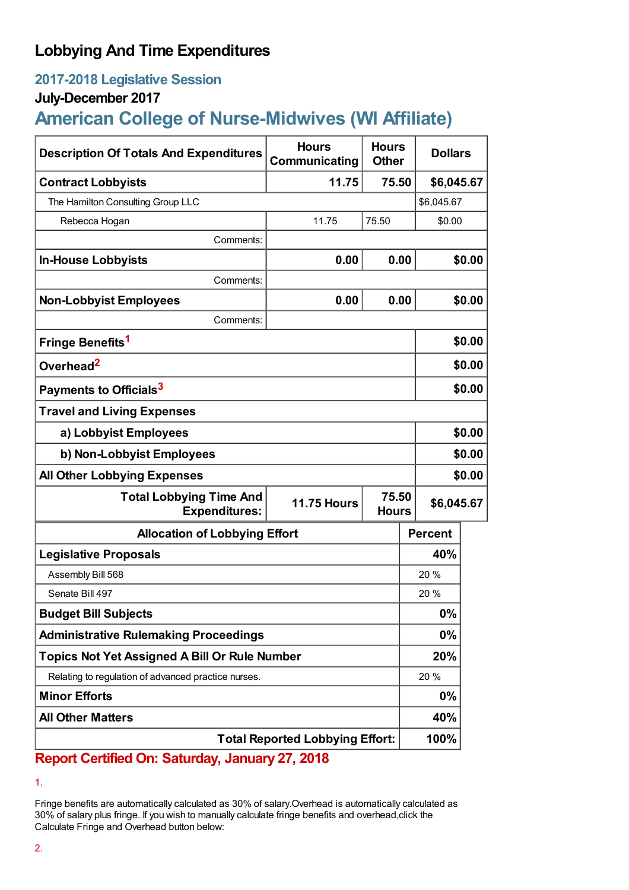# Lobbying And Time Expenditures

## 2017-2018 Legislative Session

### July-December 2017

## American College of Nurse-Midwives (WI Affiliate)

| Description Of Totals And Expenditures | Hours Communicating | Hours Other | Dollars |
|---|---|---|---|
| **Contract Lobbyists** | **11.75** | **75.50** | **$6,045.67** |
| The Hamilton Consulting Group LLC | | | $6,045.67 |
| Rebecca Hogan | 11.75 | 75.50 | $0.00 |
| Comments: | | | |
| **In-House Lobbyists** | **0.00** | **0.00** | **$0.00** |
| Comments: | | | |
| **Non-Lobbyist Employees** | **0.00** | **0.00** | **$0.00** |
| Comments: | | | |
| **Fringe Benefits[1]** | | | **$0.00** |
| **Overhead[2]** | | | **$0.00** |
| **Payments to Officials[3]** | | | **$0.00** |
| **Travel and Living Expenses** | | | |
| **a) Lobbyist Employees** | | | **$0.00** |
| **b) Non-Lobbyist Employees** | | | **$0.00** |
| **All Other Lobbying Expenses** | | | **$0.00** |
| **Total Lobbying Time And Expenditures:** | **11.75 Hours** | **75.50 Hours** | **$6,045.67** |

| Allocation of Lobbying Effort | Percent |
|---|---|
| **Legislative Proposals** | **40%** |
| Assembly Bill 568 | 20 % |
| Senate Bill 497 | 20 % |
| **Budget Bill Subjects** | **0%** |
| **Administrative Rulemaking Proceedings** | **0%** |
| **Topics Not Yet Assigned A Bill Or Rule Number** | **20%** |
| Relating to regulation of advanced practice nurses. | 20 % |
| **Minor Efforts** | **0%** |
| **All Other Matters** | **40%** |
| **Total Reported Lobbying Effort:** | **100%** |

**Report Certified On: Saturday, January 27, 2018**

1.

Fringe benefits are automatically calculated as 30% of salary.Overhead is automatically calculated as 30% of salary plus fringe. If you wish to manually calculate fringe benefits and overhead,click the Calculate Fringe and Overhead button below:

2.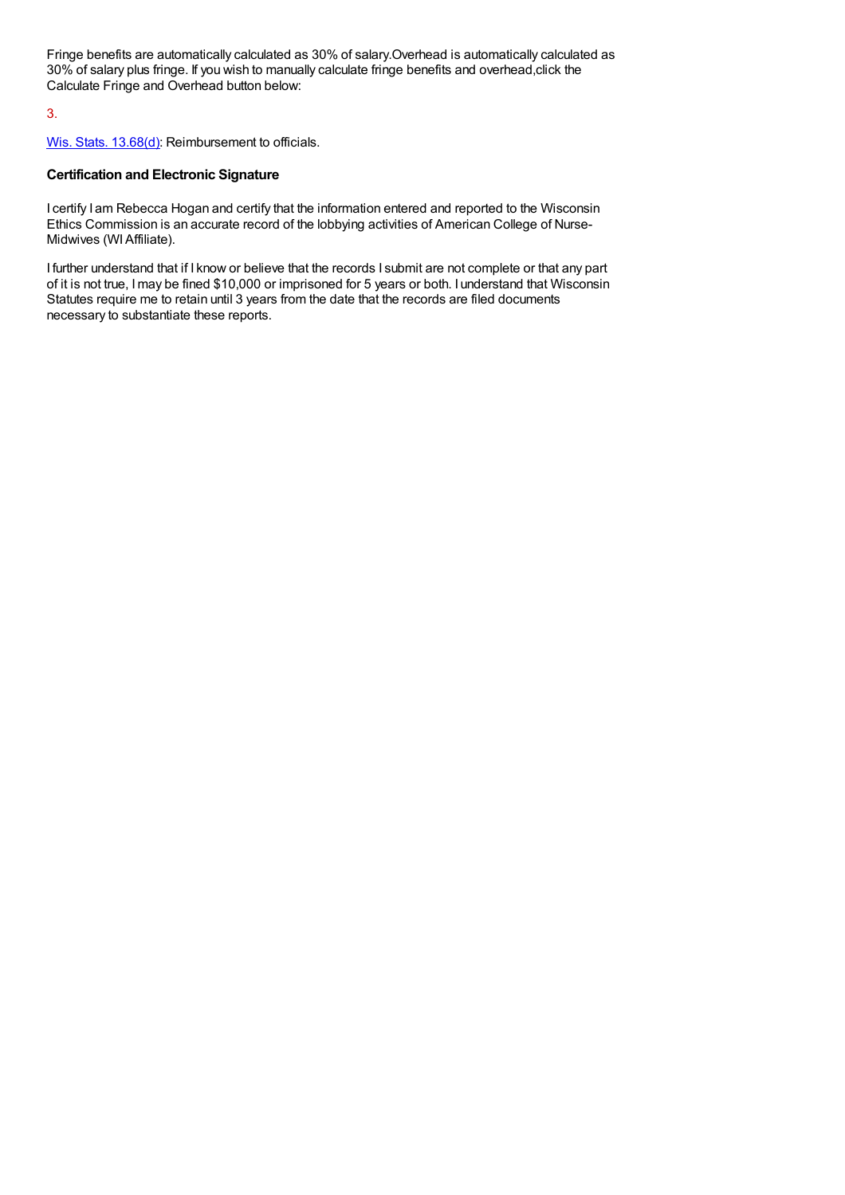Fringe benefits are automatically calculated as 30% of salary.Overhead is automatically calculated as 30% of salary plus fringe. If you wish to manually calculate fringe benefits and overhead,click the Calculate Fringe and Overhead button below:

3.

Wis. Stats. 13.68(d): Reimbursement to officials.

### Certification and Electronic Signature

I certify I am Rebecca Hogan and certify that the information entered and reported to the Wisconsin Ethics Commission is an accurate record of the lobbying activities of American College of Nurse-Midwives (WI Affiliate).

I further understand that if I know or believe that the records I submit are not complete or that any part of it is not true, I may be fined $10,000 or imprisoned for 5 years or both. I understand that Wisconsin Statutes require me to retain until 3 years from the date that the records are filed documents necessary to substantiate these reports.